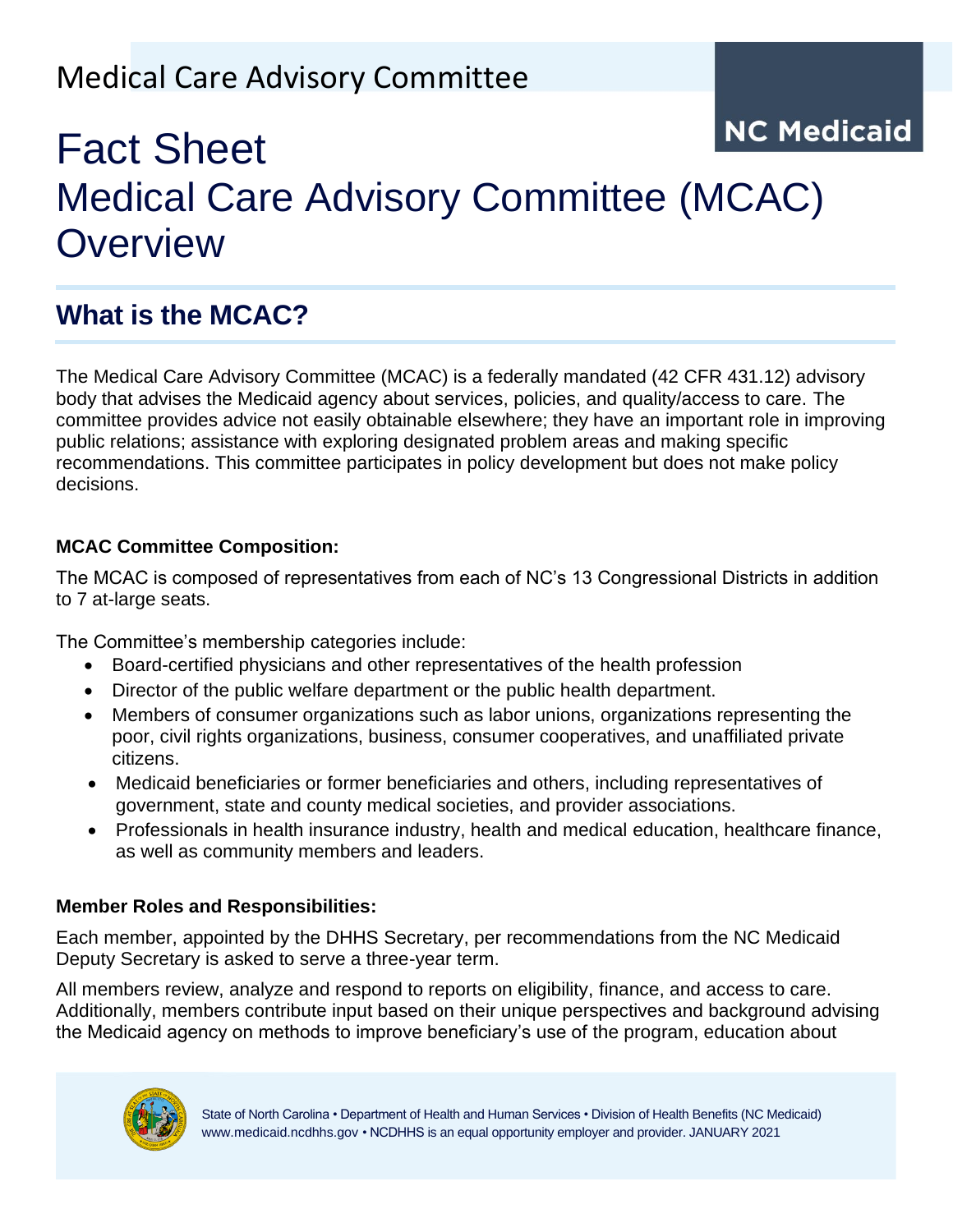Medical Care Advisory Committee

NC Medicaid

# Fact Sheet
# Medical Care Advisory Committee (MCAC) Overview

## What is the MCAC?

The Medical Care Advisory Committee (MCAC) is a federally mandated (42 CFR 431.12) advisory body that advises the Medicaid agency about services, policies, and quality/access to care. The committee provides advice not easily obtainable elsewhere; they have an important role in improving public relations; assistance with exploring designated problem areas and making specific recommendations. This committee participates in policy development but does not make policy decisions.

**MCAC Committee Composition:**

The MCAC is composed of representatives from each of NC's 13 Congressional Districts in addition to 7 at-large seats.

The Committee's membership categories include:

- Board-certified physicians and other representatives of the health profession
- Director of the public welfare department or the public health department.
- Members of consumer organizations such as labor unions, organizations representing the poor, civil rights organizations, business, consumer cooperatives, and unaffiliated private citizens.
- Medicaid beneficiaries or former beneficiaries and others, including representatives of government, state and county medical societies, and provider associations.
- Professionals in health insurance industry, health and medical education, healthcare finance, as well as community members and leaders.

**Member Roles and Responsibilities:**

Each member, appointed by the DHHS Secretary, per recommendations from the NC Medicaid Deputy Secretary is asked to serve a three-year term.

All members review, analyze and respond to reports on eligibility, finance, and access to care. Additionally, members contribute input based on their unique perspectives and background advising the Medicaid agency on methods to improve beneficiary's use of the program, education about

State of North Carolina • Department of Health and Human Services • Division of Health Benefits (NC Medicaid)
www.medicaid.ncdhhs.gov • NCDHHS is an equal opportunity employer and provider. JANUARY 2021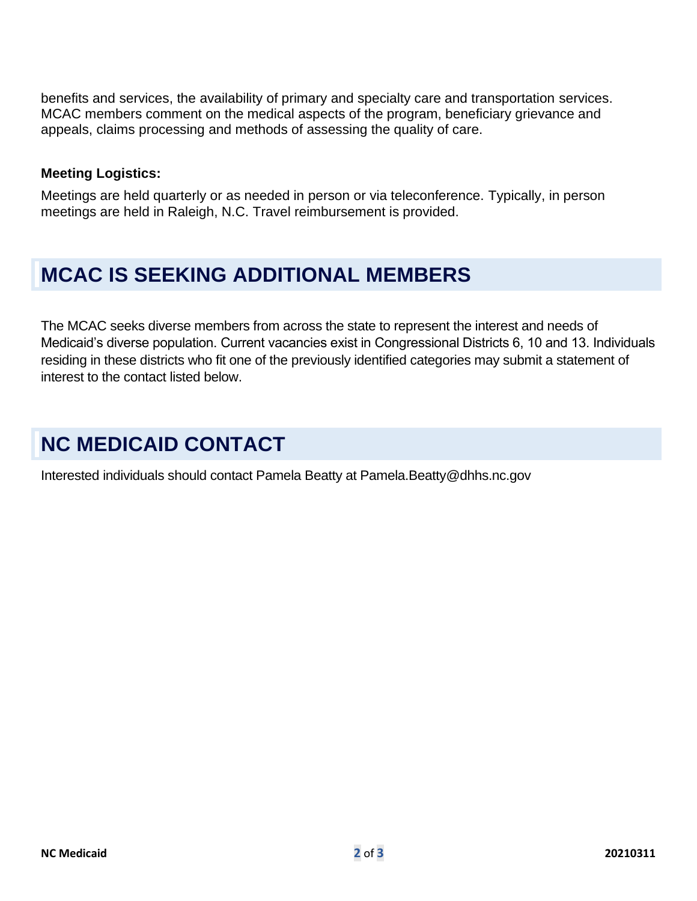benefits and services, the availability of primary and specialty care and transportation services. MCAC members comment on the medical aspects of the program, beneficiary grievance and appeals, claims processing and methods of assessing the quality of care.

**Meeting Logistics:**

Meetings are held quarterly or as needed in person or via teleconference. Typically, in person meetings are held in Raleigh, N.C. Travel reimbursement is provided.

## MCAC IS SEEKING ADDITIONAL MEMBERS

The MCAC seeks diverse members from across the state to represent the interest and needs of Medicaid's diverse population. Current vacancies exist in Congressional Districts 6, 10 and 13. Individuals residing in these districts who fit one of the previously identified categories may submit a statement of interest to the contact listed below.

## NC MEDICAID CONTACT

Interested individuals should contact Pamela Beatty at Pamela.Beatty@dhhs.nc.gov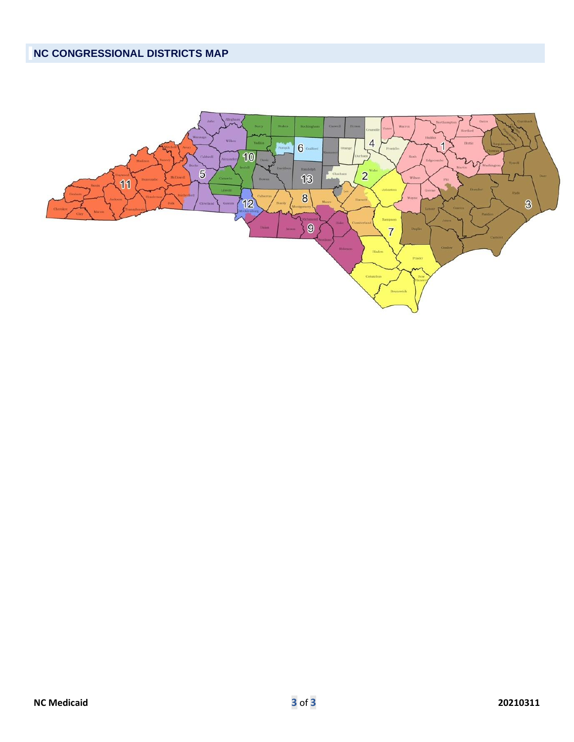## NC CONGRESSIONAL DISTRICTS MAP

1
2
3
4
5
6
7
8
9
10
11
12
13